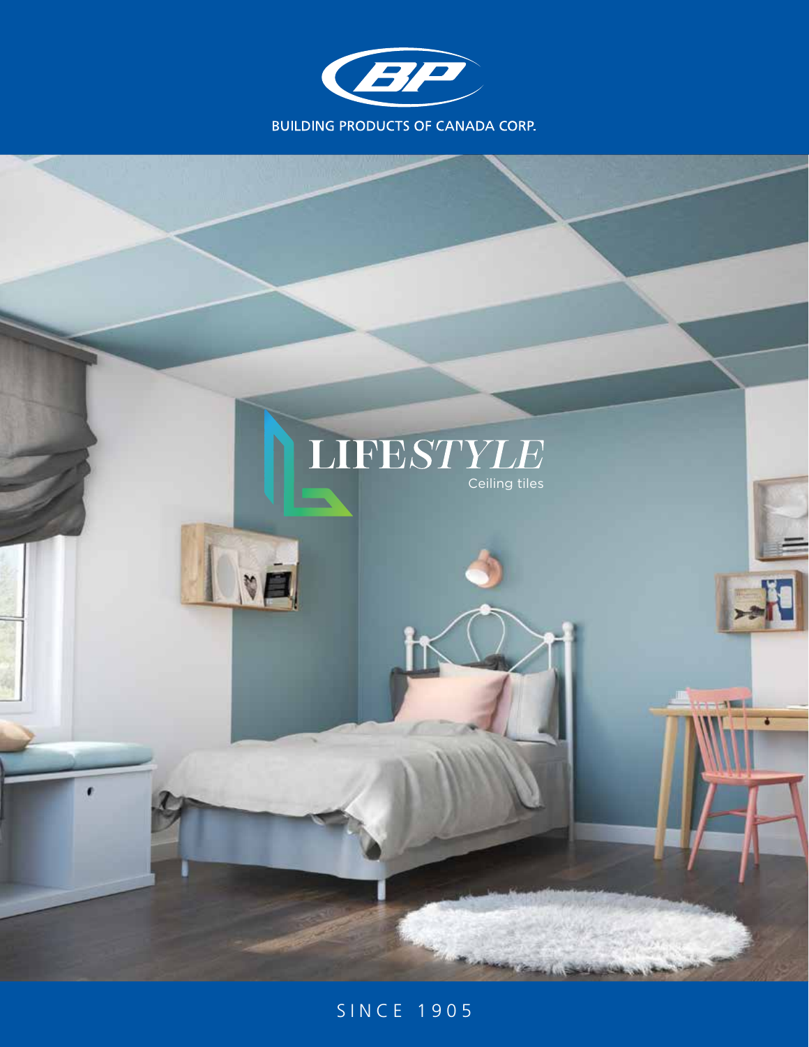BUILDING PRODUCTS OF CANADA CORP.

# LIFE*STYLE*

Ceiling tiles

SINCE 1905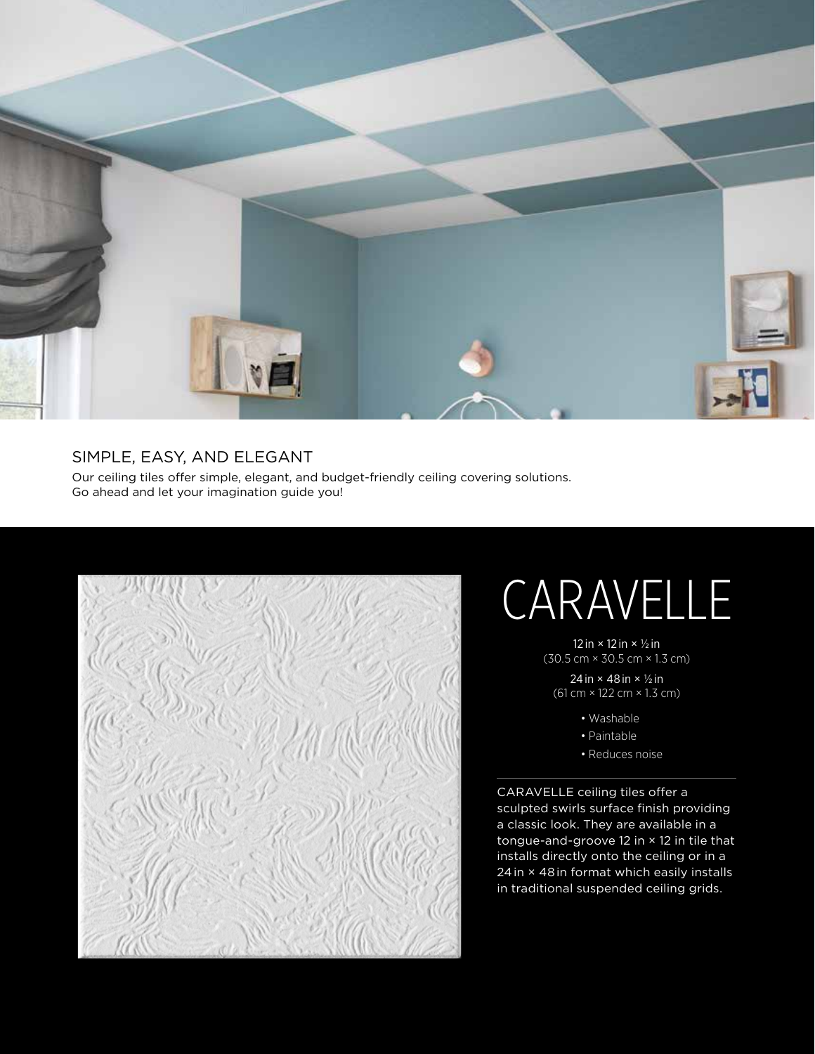## SIMPLE, EASY, AND ELEGANT

Our ceiling tiles offer simple, elegant, and budget-friendly ceiling covering solutions. Go ahead and let your imagination guide you!

# CARAVELLE

12 in × 12 in × ½ in
(30.5 cm × 30.5 cm × 1.3 cm)

24 in × 48 in × ½ in
(61 cm × 122 cm × 1.3 cm)

- Washable
- Paintable
- Reduces noise

CARAVELLE ceiling tiles offer a sculpted swirls surface finish providing a classic look. They are available in a tongue-and-groove 12 in × 12 in tile that installs directly onto the ceiling or in a 24 in × 48 in format which easily installs in traditional suspended ceiling grids.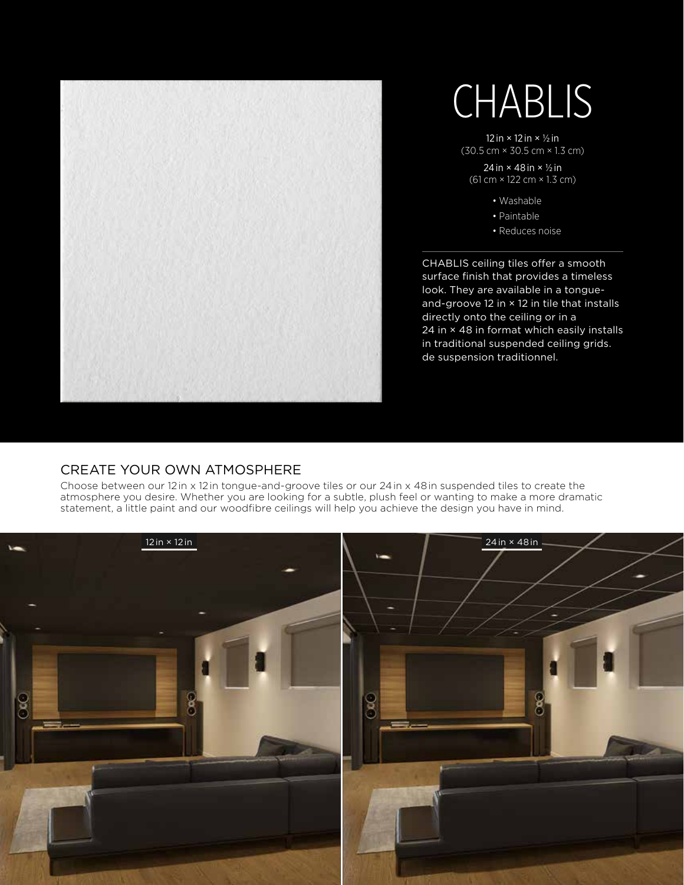# CHABLIS

12 in × 12 in × ½ in
(30.5 cm × 30.5 cm × 1.3 cm)

24 in × 48 in × ½ in
(61 cm × 122 cm × 1.3 cm)

- Washable
- Paintable
- Reduces noise

CHABLIS ceiling tiles offer a smooth surface finish that provides a timeless look. They are available in a tongue-and-groove 12 in × 12 in tile that installs directly onto the ceiling or in a 24 in × 48 in format which easily installs in traditional suspended ceiling grids. de suspension traditionnel.

## CREATE YOUR OWN ATMOSPHERE

Choose between our 12 in x 12 in tongue-and-groove tiles or our 24 in x 48 in suspended tiles to create the atmosphere you desire. Whether you are looking for a subtle, plush feel or wanting to make a more dramatic statement, a little paint and our woodfibre ceilings will help you achieve the design you have in mind.

12 in × 12 in

24 in × 48 in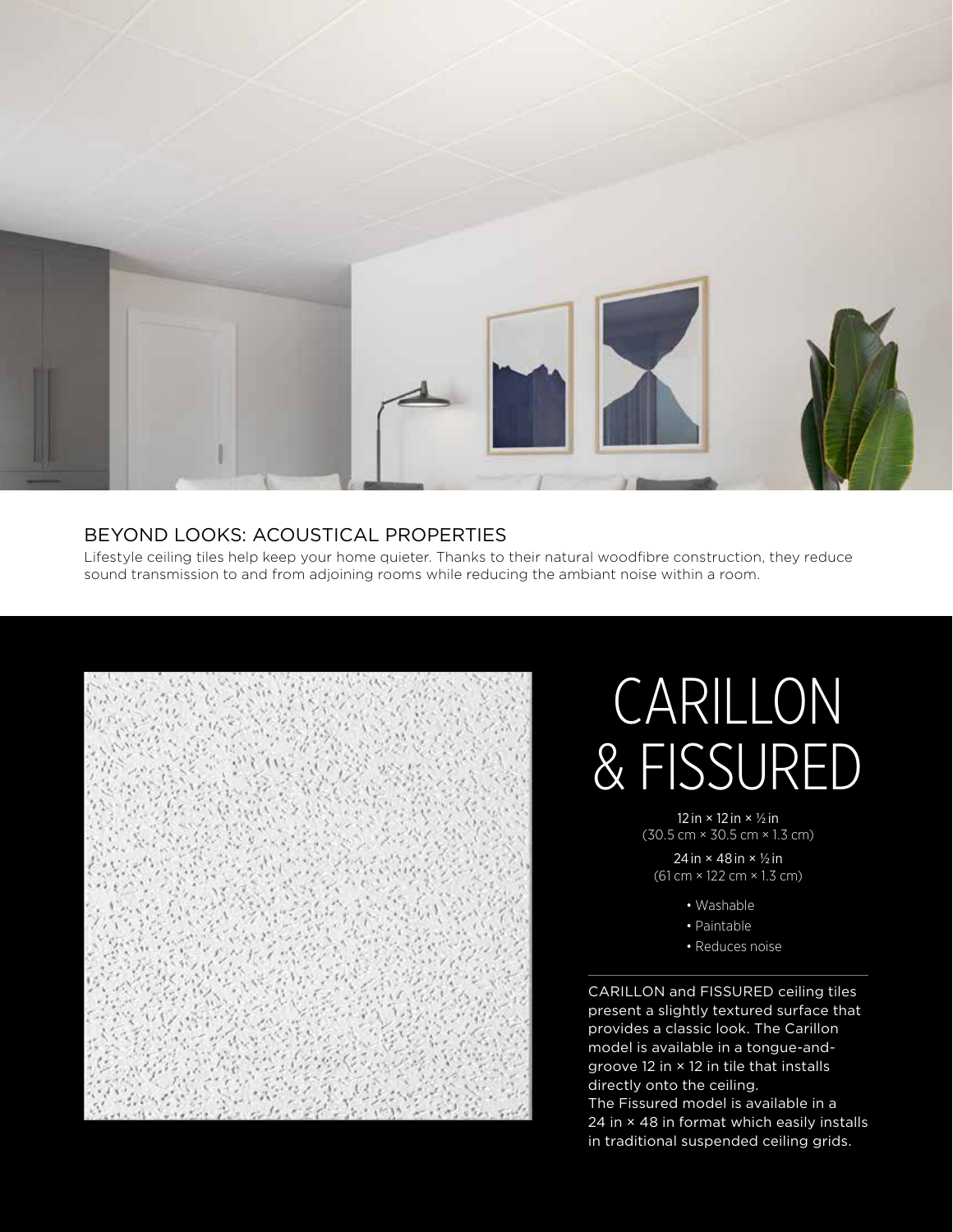## BEYOND LOOKS: ACOUSTICAL PROPERTIES

Lifestyle ceiling tiles help keep your home quieter. Thanks to their natural woodfibre construction, they reduce sound transmission to and from adjoining rooms while reducing the ambiant noise within a room.

# CARILLON & FISSURED

12 in × 12 in × ½ in
(30.5 cm × 30.5 cm × 1.3 cm)

24 in × 48 in × ½ in
(61 cm × 122 cm × 1.3 cm)

- Washable
- Paintable
- Reduces noise

CARILLON and FISSURED ceiling tiles present a slightly textured surface that provides a classic look. The Carillon model is available in a tongue-and-groove 12 in × 12 in tile that installs directly onto the ceiling.
The Fissured model is available in a 24 in × 48 in format which easily installs in traditional suspended ceiling grids.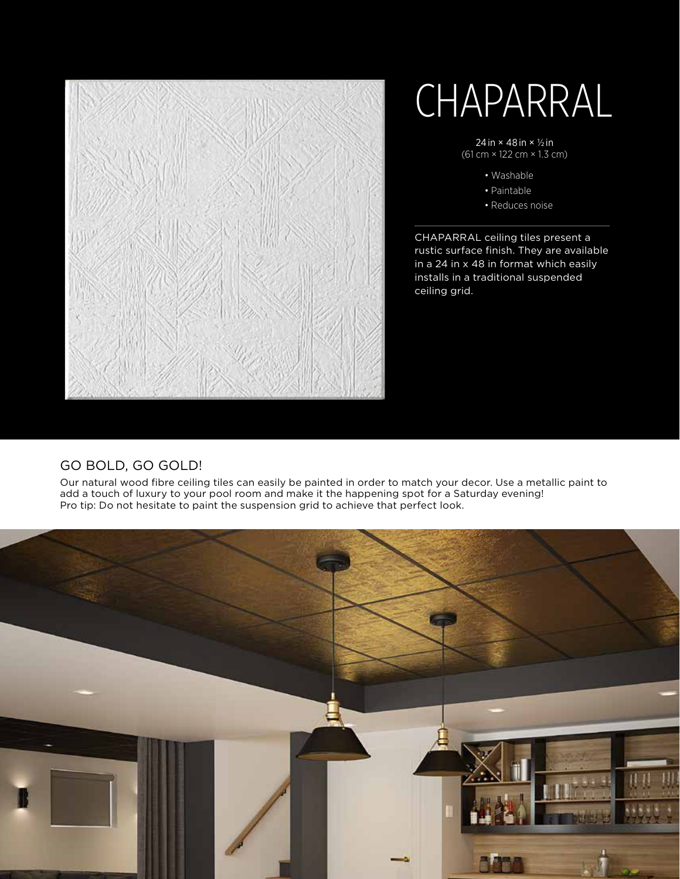# CHAPARRAL

24 in × 48 in × ½ in
(61 cm × 122 cm × 1.3 cm)

- Washable
- Paintable
- Reduces noise

CHAPARRAL ceiling tiles present a rustic surface finish. They are available in a 24 in x 48 in format which easily installs in a traditional suspended ceiling grid.

## GO BOLD, GO GOLD!

Our natural wood fibre ceiling tiles can easily be painted in order to match your decor. Use a metallic paint to add a touch of luxury to your pool room and make it the happening spot for a Saturday evening!
Pro tip: Do not hesitate to paint the suspension grid to achieve that perfect look.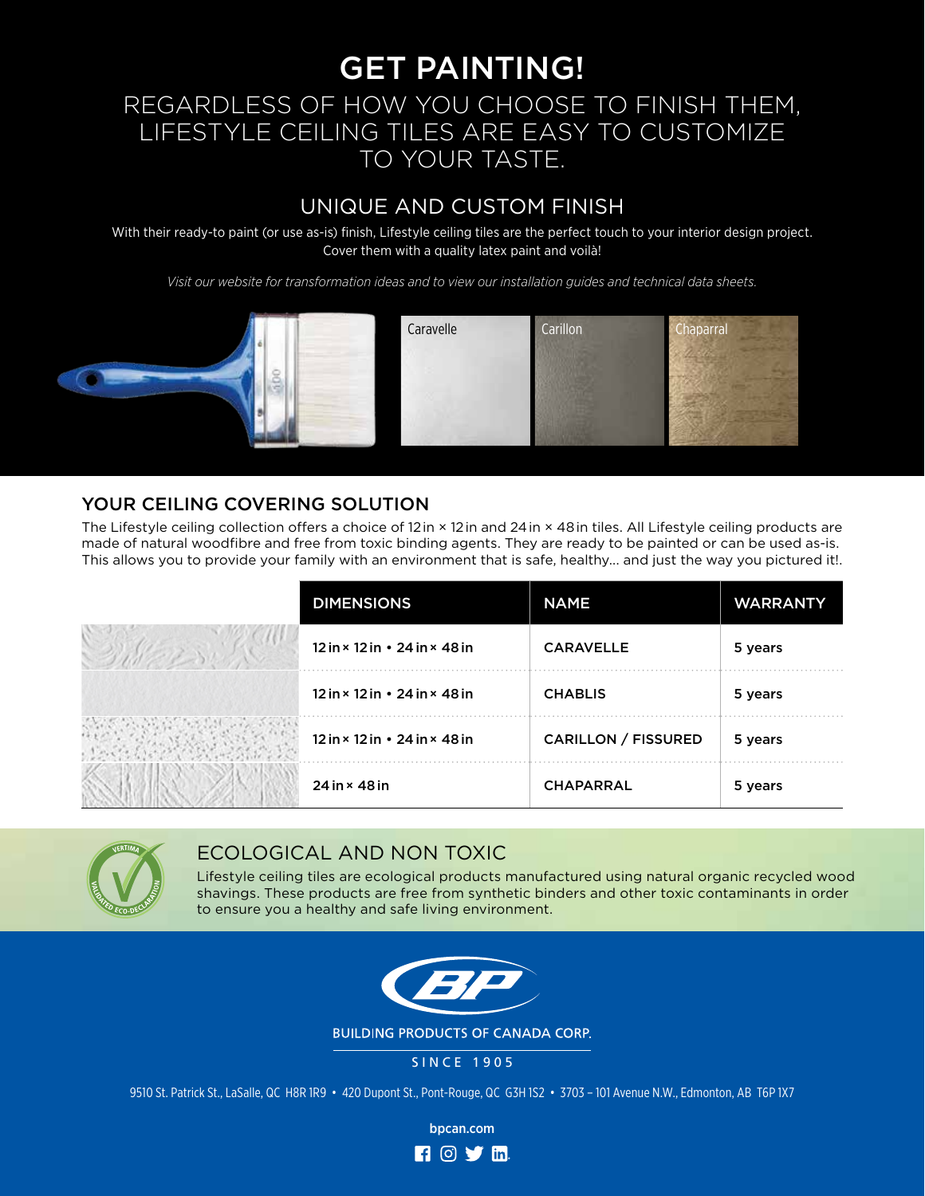# GET PAINTING!

## REGARDLESS OF HOW YOU CHOOSE TO FINISH THEM, LIFESTYLE CEILING TILES ARE EASY TO CUSTOMIZE TO YOUR TASTE.

### UNIQUE AND CUSTOM FINISH

With their ready-to paint (or use as-is) finish, Lifestyle ceiling tiles are the perfect touch to your interior design project. Cover them with a quality latex paint and voilà!

*Visit our website for transformation ideas and to view our installation guides and technical data sheets.*

Caravelle

Carillon

Chaparral

### YOUR CEILING COVERING SOLUTION

The Lifestyle ceiling collection offers a choice of 12 in × 12 in and 24 in × 48 in tiles. All Lifestyle ceiling products are made of natural woodfibre and free from toxic binding agents. They are ready to be painted or can be used as-is. This allows you to provide your family with an environment that is safe, healthy... and just the way you pictured it!.

| DIMENSIONS | NAME | WARRANTY |
|---|---|---|
| 12 in × 12 in • 24 in × 48 in | CARAVELLE | 5 years |
| 12 in × 12 in • 24 in × 48 in | CHABLIS | 5 years |
| 12 in × 12 in • 24 in × 48 in | CARILLON / FISSURED | 5 years |
| 24 in × 48 in | CHAPARRAL | 5 years |

### ECOLOGICAL AND NON TOXIC

Lifestyle ceiling tiles are ecological products manufactured using natural organic recycled wood shavings. These products are free from synthetic binders and other toxic contaminants in order to ensure you a healthy and safe living environment.

BUILDING PRODUCTS OF CANADA CORP.

SINCE 1905

9510 St. Patrick St., LaSalle, QC H8R 1R9 • 420 Dupont St., Pont-Rouge, QC G3H 1S2 • 3703 – 101 Avenue N.W., Edmonton, AB T6P 1X7

bpcan.com